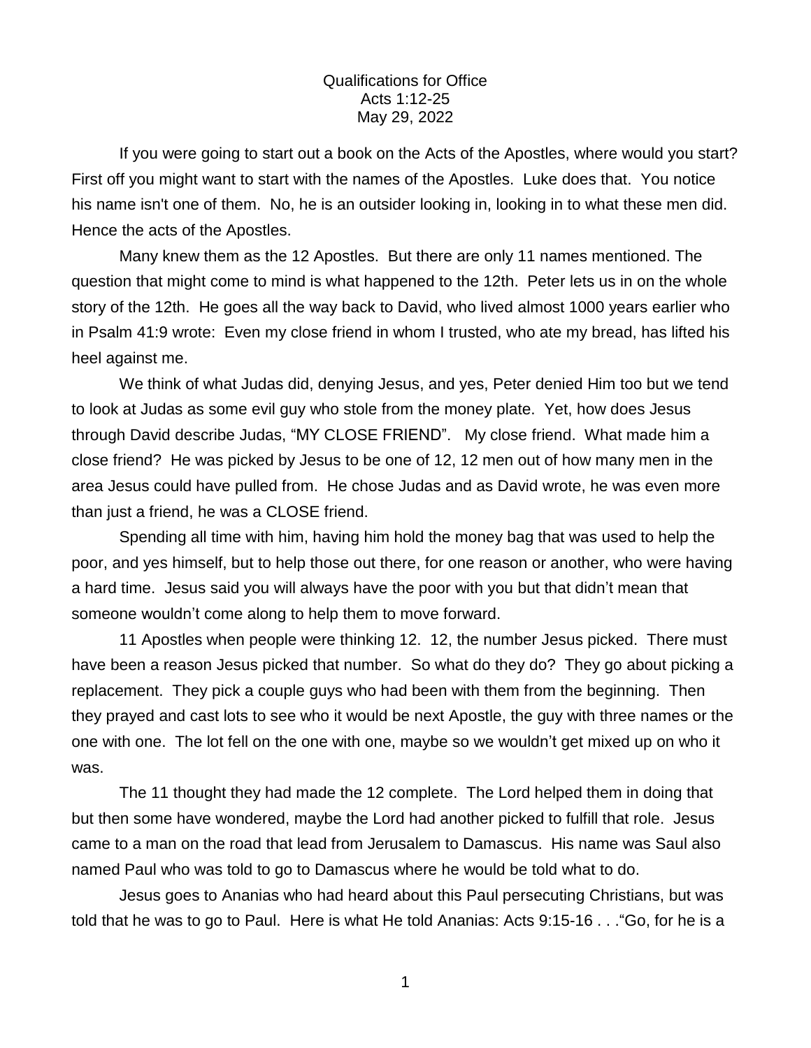Qualifications for Office
Acts 1:12-25
May 29, 2022

If you were going to start out a book on the Acts of the Apostles, where would you start? First off you might want to start with the names of the Apostles. Luke does that. You notice his name isn't one of them. No, he is an outsider looking in, looking in to what these men did. Hence the acts of the Apostles.

Many knew them as the 12 Apostles. But there are only 11 names mentioned. The question that might come to mind is what happened to the 12th. Peter lets us in on the whole story of the 12th. He goes all the way back to David, who lived almost 1000 years earlier who in Psalm 41:9 wrote: Even my close friend in whom I trusted, who ate my bread, has lifted his heel against me.

We think of what Judas did, denying Jesus, and yes, Peter denied Him too but we tend to look at Judas as some evil guy who stole from the money plate. Yet, how does Jesus through David describe Judas, "MY CLOSE FRIEND". My close friend. What made him a close friend? He was picked by Jesus to be one of 12, 12 men out of how many men in the area Jesus could have pulled from. He chose Judas and as David wrote, he was even more than just a friend, he was a CLOSE friend.

Spending all time with him, having him hold the money bag that was used to help the poor, and yes himself, but to help those out there, for one reason or another, who were having a hard time. Jesus said you will always have the poor with you but that didn't mean that someone wouldn't come along to help them to move forward.

11 Apostles when people were thinking 12. 12, the number Jesus picked. There must have been a reason Jesus picked that number. So what do they do? They go about picking a replacement. They pick a couple guys who had been with them from the beginning. Then they prayed and cast lots to see who it would be next Apostle, the guy with three names or the one with one. The lot fell on the one with one, maybe so we wouldn't get mixed up on who it was.

The 11 thought they had made the 12 complete. The Lord helped them in doing that but then some have wondered, maybe the Lord had another picked to fulfill that role. Jesus came to a man on the road that lead from Jerusalem to Damascus. His name was Saul also named Paul who was told to go to Damascus where he would be told what to do.

Jesus goes to Ananias who had heard about this Paul persecuting Christians, but was told that he was to go to Paul. Here is what He told Ananias: Acts 9:15-16 . . ."Go, for he is a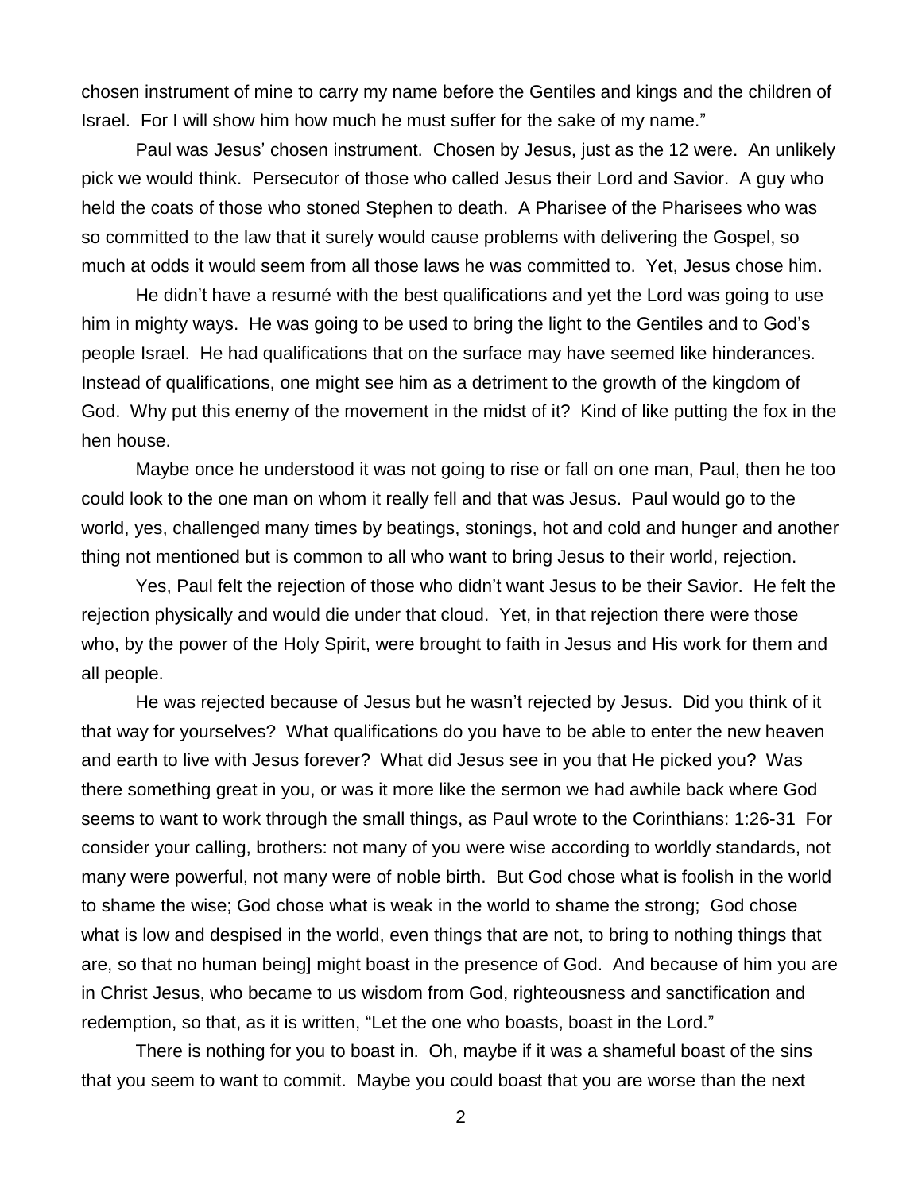chosen instrument of mine to carry my name before the Gentiles and kings and the children of Israel. For I will show him how much he must suffer for the sake of my name."

Paul was Jesus' chosen instrument. Chosen by Jesus, just as the 12 were. An unlikely pick we would think. Persecutor of those who called Jesus their Lord and Savior. A guy who held the coats of those who stoned Stephen to death. A Pharisee of the Pharisees who was so committed to the law that it surely would cause problems with delivering the Gospel, so much at odds it would seem from all those laws he was committed to. Yet, Jesus chose him.

He didn't have a resumé with the best qualifications and yet the Lord was going to use him in mighty ways. He was going to be used to bring the light to the Gentiles and to God's people Israel. He had qualifications that on the surface may have seemed like hinderances. Instead of qualifications, one might see him as a detriment to the growth of the kingdom of God. Why put this enemy of the movement in the midst of it? Kind of like putting the fox in the hen house.

Maybe once he understood it was not going to rise or fall on one man, Paul, then he too could look to the one man on whom it really fell and that was Jesus. Paul would go to the world, yes, challenged many times by beatings, stonings, hot and cold and hunger and another thing not mentioned but is common to all who want to bring Jesus to their world, rejection.

Yes, Paul felt the rejection of those who didn't want Jesus to be their Savior. He felt the rejection physically and would die under that cloud. Yet, in that rejection there were those who, by the power of the Holy Spirit, were brought to faith in Jesus and His work for them and all people.

He was rejected because of Jesus but he wasn't rejected by Jesus. Did you think of it that way for yourselves? What qualifications do you have to be able to enter the new heaven and earth to live with Jesus forever? What did Jesus see in you that He picked you? Was there something great in you, or was it more like the sermon we had awhile back where God seems to want to work through the small things, as Paul wrote to the Corinthians: 1:26-31 For consider your calling, brothers: not many of you were wise according to worldly standards, not many were powerful, not many were of noble birth. But God chose what is foolish in the world to shame the wise; God chose what is weak in the world to shame the strong; God chose what is low and despised in the world, even things that are not, to bring to nothing things that are, so that no human being] might boast in the presence of God. And because of him you are in Christ Jesus, who became to us wisdom from God, righteousness and sanctification and redemption, so that, as it is written, "Let the one who boasts, boast in the Lord."

There is nothing for you to boast in. Oh, maybe if it was a shameful boast of the sins that you seem to want to commit. Maybe you could boast that you are worse than the next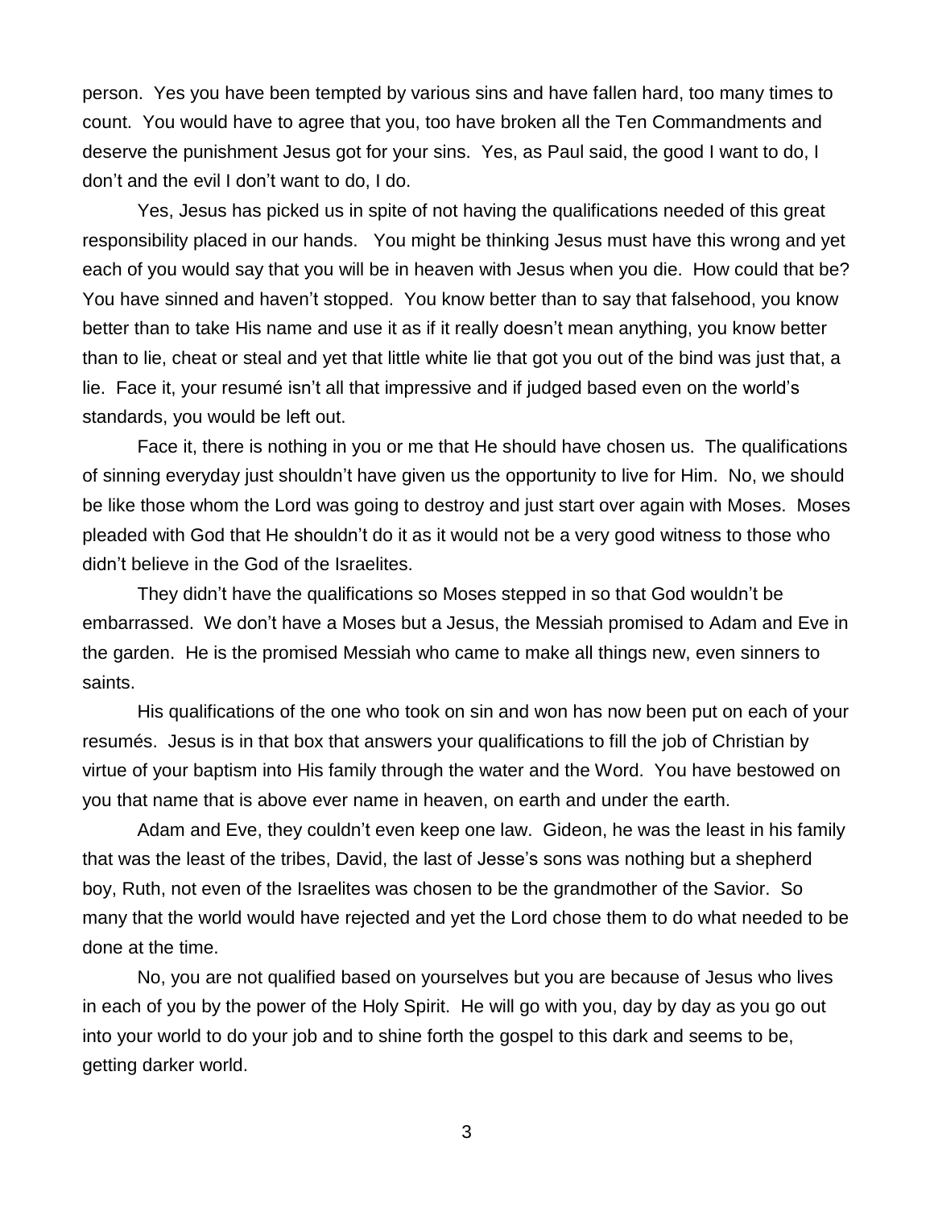person. Yes you have been tempted by various sins and have fallen hard, too many times to count. You would have to agree that you, too have broken all the Ten Commandments and deserve the punishment Jesus got for your sins. Yes, as Paul said, the good I want to do, I don't and the evil I don't want to do, I do.

Yes, Jesus has picked us in spite of not having the qualifications needed of this great responsibility placed in our hands. You might be thinking Jesus must have this wrong and yet each of you would say that you will be in heaven with Jesus when you die. How could that be? You have sinned and haven't stopped. You know better than to say that falsehood, you know better than to take His name and use it as if it really doesn't mean anything, you know better than to lie, cheat or steal and yet that little white lie that got you out of the bind was just that, a lie. Face it, your resumé isn't all that impressive and if judged based even on the world's standards, you would be left out.

Face it, there is nothing in you or me that He should have chosen us. The qualifications of sinning everyday just shouldn't have given us the opportunity to live for Him. No, we should be like those whom the Lord was going to destroy and just start over again with Moses. Moses pleaded with God that He shouldn't do it as it would not be a very good witness to those who didn't believe in the God of the Israelites.

They didn't have the qualifications so Moses stepped in so that God wouldn't be embarrassed. We don't have a Moses but a Jesus, the Messiah promised to Adam and Eve in the garden. He is the promised Messiah who came to make all things new, even sinners to saints.

His qualifications of the one who took on sin and won has now been put on each of your resumés. Jesus is in that box that answers your qualifications to fill the job of Christian by virtue of your baptism into His family through the water and the Word. You have bestowed on you that name that is above ever name in heaven, on earth and under the earth.

Adam and Eve, they couldn't even keep one law. Gideon, he was the least in his family that was the least of the tribes, David, the last of Jesse's sons was nothing but a shepherd boy, Ruth, not even of the Israelites was chosen to be the grandmother of the Savior. So many that the world would have rejected and yet the Lord chose them to do what needed to be done at the time.

No, you are not qualified based on yourselves but you are because of Jesus who lives in each of you by the power of the Holy Spirit. He will go with you, day by day as you go out into your world to do your job and to shine forth the gospel to this dark and seems to be, getting darker world.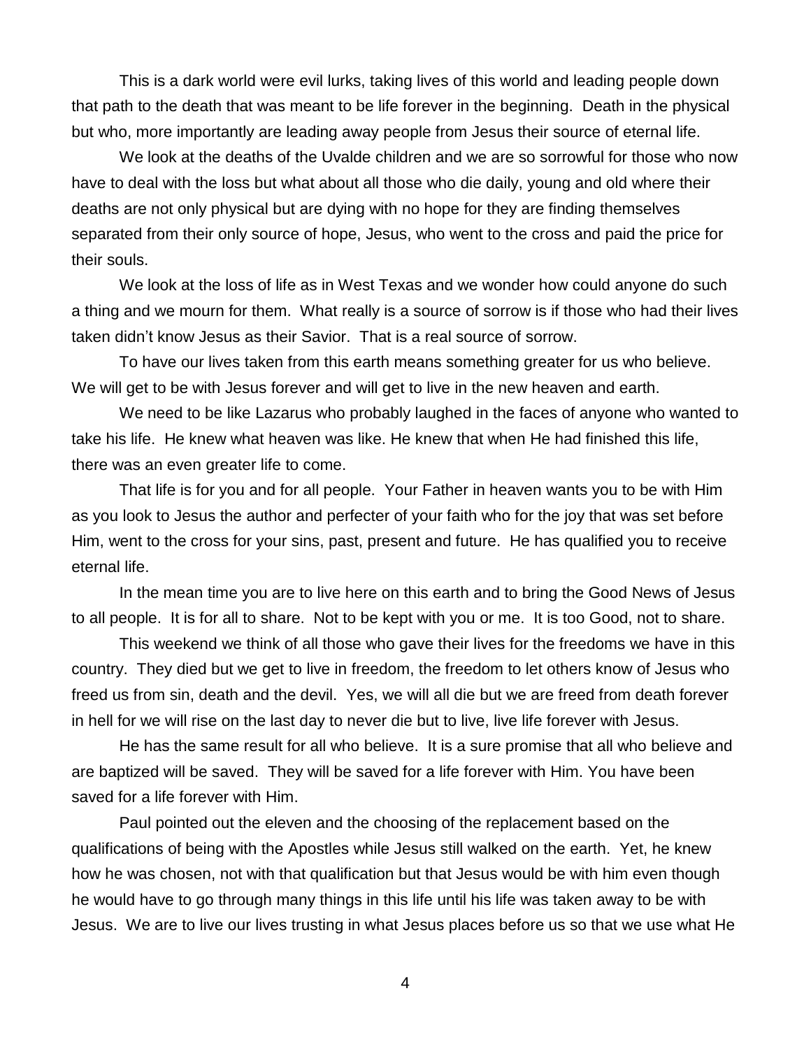This is a dark world were evil lurks, taking lives of this world and leading people down that path to the death that was meant to be life forever in the beginning. Death in the physical but who, more importantly are leading away people from Jesus their source of eternal life.

We look at the deaths of the Uvalde children and we are so sorrowful for those who now have to deal with the loss but what about all those who die daily, young and old where their deaths are not only physical but are dying with no hope for they are finding themselves separated from their only source of hope, Jesus, who went to the cross and paid the price for their souls.

We look at the loss of life as in West Texas and we wonder how could anyone do such a thing and we mourn for them. What really is a source of sorrow is if those who had their lives taken didn't know Jesus as their Savior. That is a real source of sorrow.

To have our lives taken from this earth means something greater for us who believe. We will get to be with Jesus forever and will get to live in the new heaven and earth.

We need to be like Lazarus who probably laughed in the faces of anyone who wanted to take his life. He knew what heaven was like. He knew that when He had finished this life, there was an even greater life to come.

That life is for you and for all people. Your Father in heaven wants you to be with Him as you look to Jesus the author and perfecter of your faith who for the joy that was set before Him, went to the cross for your sins, past, present and future. He has qualified you to receive eternal life.

In the mean time you are to live here on this earth and to bring the Good News of Jesus to all people. It is for all to share. Not to be kept with you or me. It is too Good, not to share.

This weekend we think of all those who gave their lives for the freedoms we have in this country. They died but we get to live in freedom, the freedom to let others know of Jesus who freed us from sin, death and the devil. Yes, we will all die but we are freed from death forever in hell for we will rise on the last day to never die but to live, live life forever with Jesus.

He has the same result for all who believe. It is a sure promise that all who believe and are baptized will be saved. They will be saved for a life forever with Him. You have been saved for a life forever with Him.

Paul pointed out the eleven and the choosing of the replacement based on the qualifications of being with the Apostles while Jesus still walked on the earth. Yet, he knew how he was chosen, not with that qualification but that Jesus would be with him even though he would have to go through many things in this life until his life was taken away to be with Jesus. We are to live our lives trusting in what Jesus places before us so that we use what He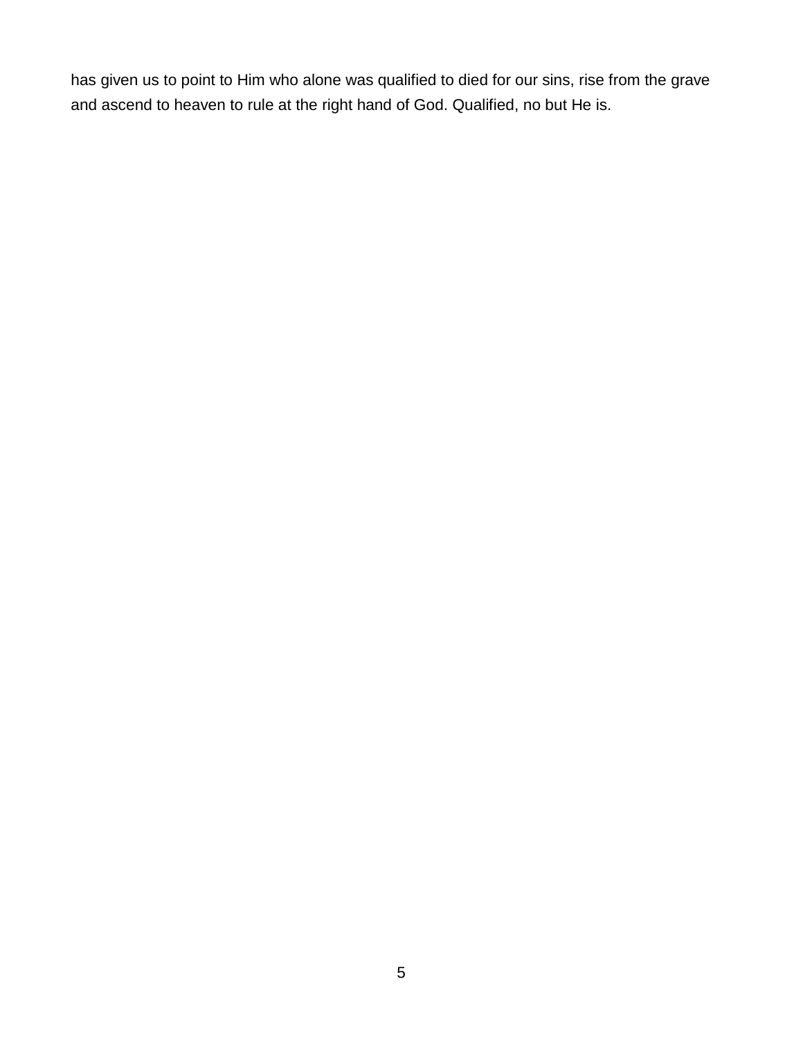has given us to point to Him who alone was qualified to died for our sins, rise from the grave and ascend to heaven to rule at the right hand of God. Qualified, no but He is.